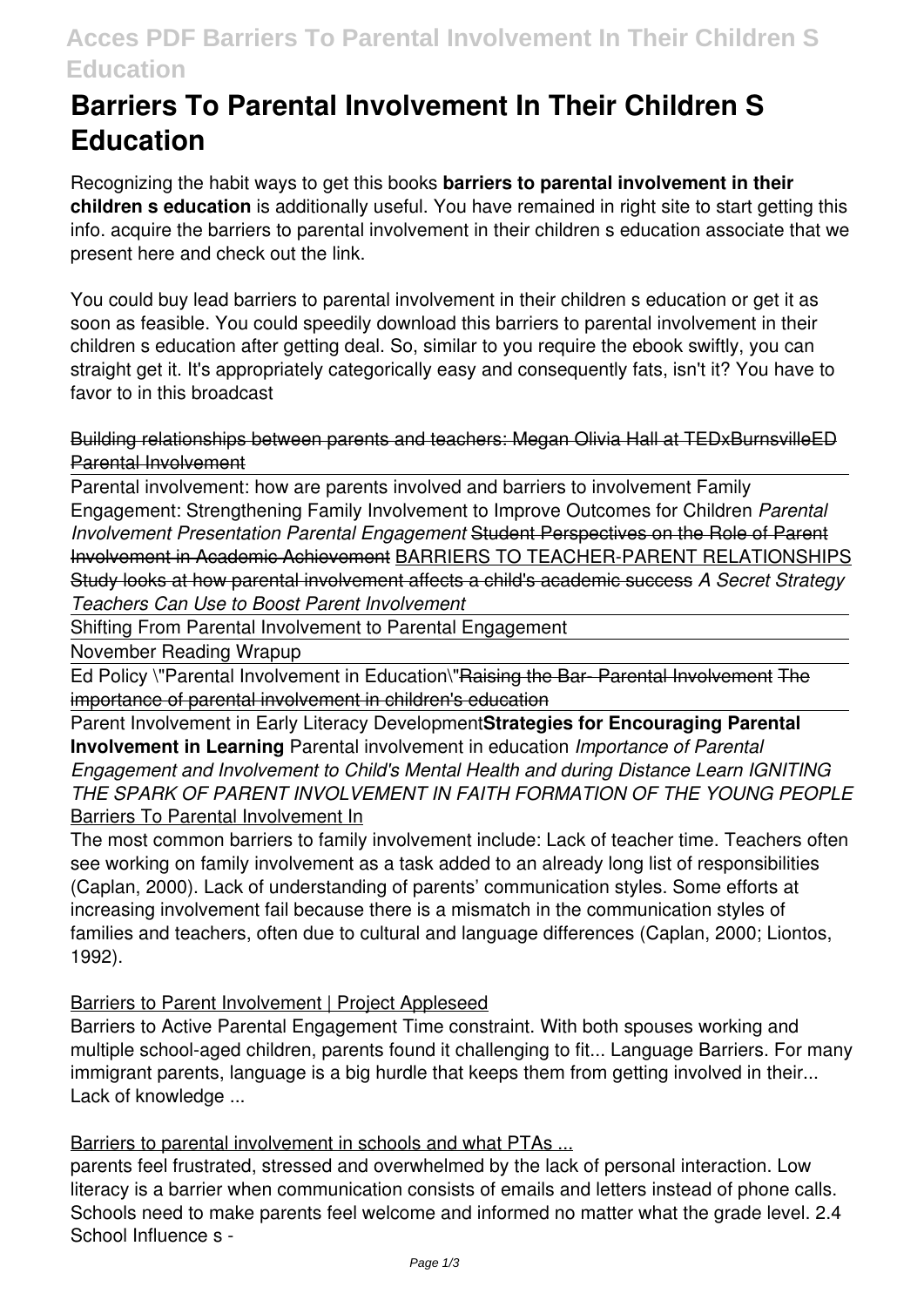# Barriers To Parental Involvement In Their Children S Education

Recognizing the habit ways to get this books **barriers to parental involvement in their children s education** is additionally useful. You have remained in right site to start getting this info. acquire the barriers to parental involvement in their children s education associate that we present here and check out the link.

You could buy lead barriers to parental involvement in their children s education or get it as soon as feasible. You could speedily download this barriers to parental involvement in their children s education after getting deal. So, similar to you require the ebook swiftly, you can straight get it. It's appropriately categorically easy and consequently fats, isn't it? You have to favor to in this broadcast

~~Building relationships between parents and teachers: Megan Olivia Hall at TEDxBurnsvilleED~~ ~~Parental Involvement~~

Parental involvement: how are parents involved and barriers to involvement Family Engagement: Strengthening Family Involvement to Improve Outcomes for Children *Parental Involvement Presentation Parental Engagement* ~~Student Perspectives on the Role of Parent Involvement in Academic Achievement~~ BARRIERS TO TEACHER-PARENT RELATIONSHIPS ~~Study looks at how parental involvement affects a child's academic success~~ *A Secret Strategy Teachers Can Use to Boost Parent Involvement*

Shifting From Parental Involvement to Parental Engagement

November Reading Wrapup

Ed Policy "Parental Involvement in Education"~~Raising the Bar- Parental Involvement~~ ~~The importance of parental involvement in children's education~~

Parent Involvement in Early Literacy Development**Strategies for Encouraging Parental Involvement in Learning** Parental involvement in education *Importance of Parental Engagement and Involvement to Child's Mental Health and during Distance Learn IGNITING THE SPARK OF PARENT INVOLVEMENT IN FAITH FORMATION OF THE YOUNG PEOPLE* Barriers To Parental Involvement In

The most common barriers to family involvement include: Lack of teacher time. Teachers often see working on family involvement as a task added to an already long list of responsibilities (Caplan, 2000). Lack of understanding of parents' communication styles. Some efforts at increasing involvement fail because there is a mismatch in the communication styles of families and teachers, often due to cultural and language differences (Caplan, 2000; Liontos, 1992).

Barriers to Parent Involvement | Project Appleseed

Barriers to Active Parental Engagement Time constraint. With both spouses working and multiple school-aged children, parents found it challenging to fit... Language Barriers. For many immigrant parents, language is a big hurdle that keeps them from getting involved in their... Lack of knowledge ...

Barriers to parental involvement in schools and what PTAs ...

parents feel frustrated, stressed and overwhelmed by the lack of personal interaction. Low literacy is a barrier when communication consists of emails and letters instead of phone calls. Schools need to make parents feel welcome and informed no matter what the grade level. 2.4 School Influence s -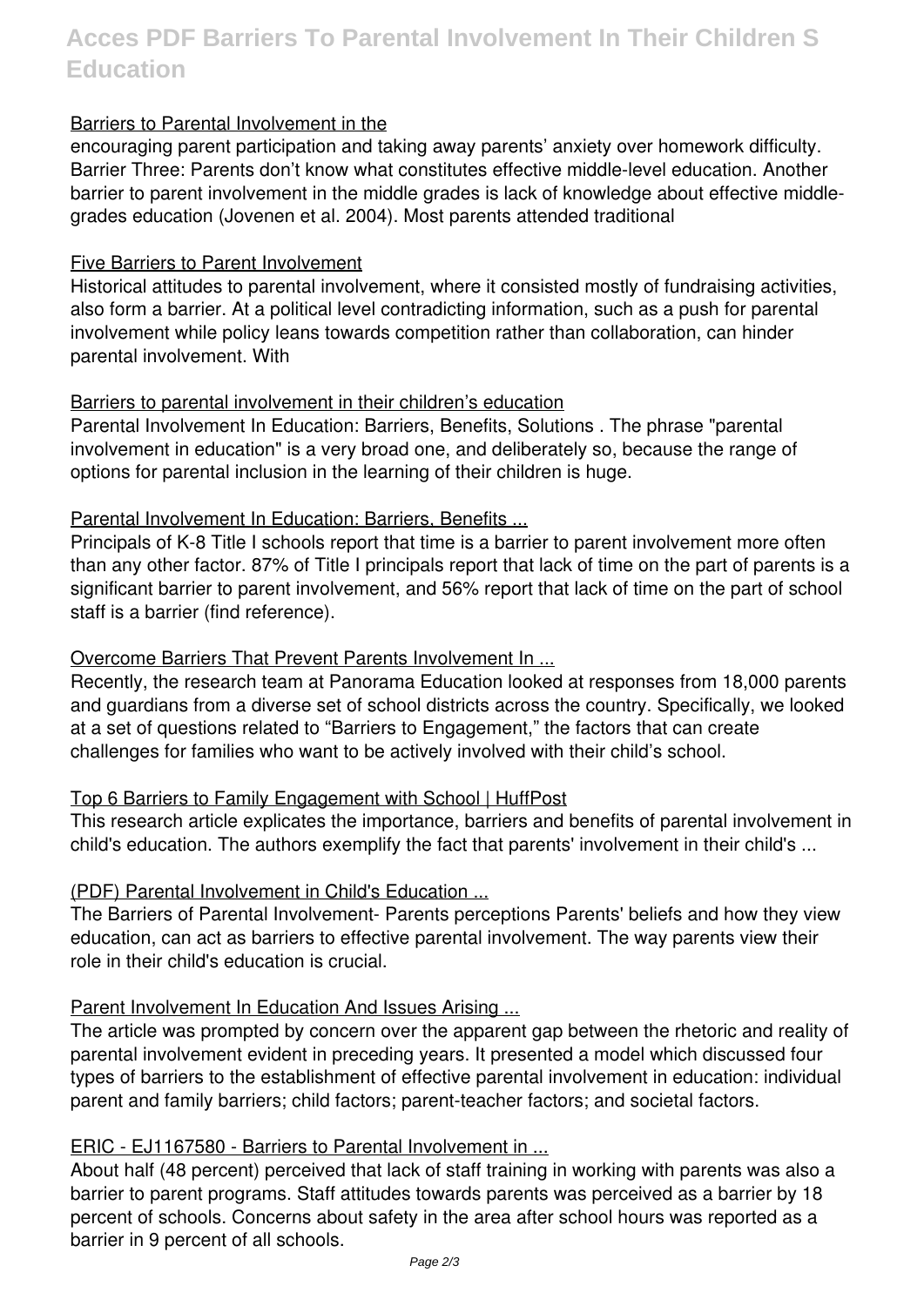## Barriers to Parental Involvement in the

encouraging parent participation and taking away parents' anxiety over homework difficulty. Barrier Three: Parents don't know what constitutes effective middle-level education. Another barrier to parent involvement in the middle grades is lack of knowledge about effective middle-grades education (Jovenen et al. 2004). Most parents attended traditional

## Five Barriers to Parent Involvement

Historical attitudes to parental involvement, where it consisted mostly of fundraising activities, also form a barrier. At a political level contradicting information, such as a push for parental involvement while policy leans towards competition rather than collaboration, can hinder parental involvement. With

## Barriers to parental involvement in their children's education

Parental Involvement In Education: Barriers, Benefits, Solutions . The phrase "parental involvement in education" is a very broad one, and deliberately so, because the range of options for parental inclusion in the learning of their children is huge.

## Parental Involvement In Education: Barriers, Benefits ...

Principals of K-8 Title I schools report that time is a barrier to parent involvement more often than any other factor. 87% of Title I principals report that lack of time on the part of parents is a significant barrier to parent involvement, and 56% report that lack of time on the part of school staff is a barrier (find reference).

## Overcome Barriers That Prevent Parents Involvement In ...

Recently, the research team at Panorama Education looked at responses from 18,000 parents and guardians from a diverse set of school districts across the country. Specifically, we looked at a set of questions related to "Barriers to Engagement," the factors that can create challenges for families who want to be actively involved with their child's school.

## Top 6 Barriers to Family Engagement with School | HuffPost

This research article explicates the importance, barriers and benefits of parental involvement in child's education. The authors exemplify the fact that parents' involvement in their child's ...

## (PDF) Parental Involvement in Child's Education ...

The Barriers of Parental Involvement- Parents perceptions Parents' beliefs and how they view education, can act as barriers to effective parental involvement. The way parents view their role in their child's education is crucial.

## Parent Involvement In Education And Issues Arising ...

The article was prompted by concern over the apparent gap between the rhetoric and reality of parental involvement evident in preceding years. It presented a model which discussed four types of barriers to the establishment of effective parental involvement in education: individual parent and family barriers; child factors; parent-teacher factors; and societal factors.

## ERIC - EJ1167580 - Barriers to Parental Involvement in ...

About half (48 percent) perceived that lack of staff training in working with parents was also a barrier to parent programs. Staff attitudes towards parents was perceived as a barrier by 18 percent of schools. Concerns about safety in the area after school hours was reported as a barrier in 9 percent of all schools.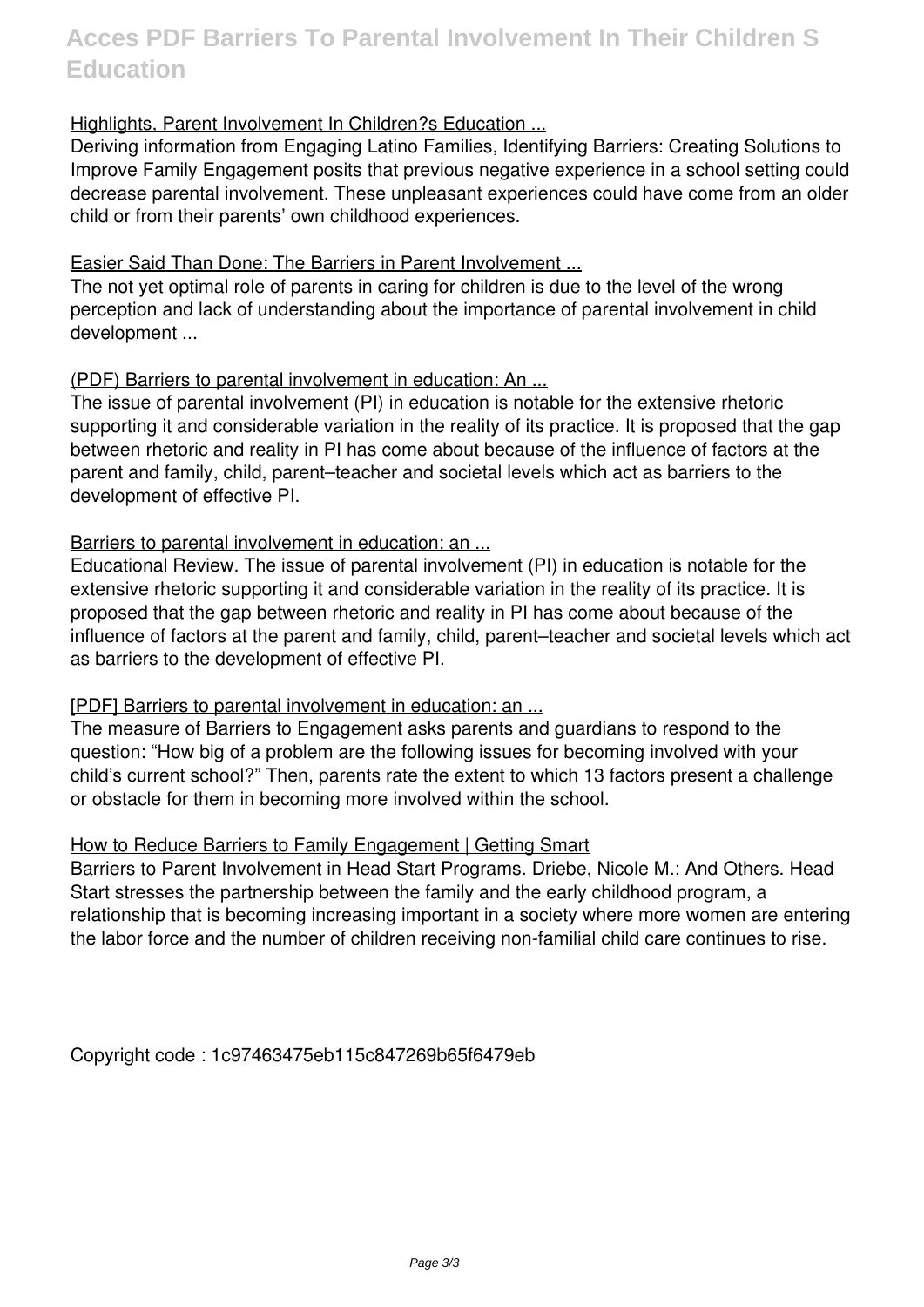Highlights, Parent Involvement In Children?s Education ...

Deriving information from Engaging Latino Families, Identifying Barriers: Creating Solutions to Improve Family Engagement posits that previous negative experience in a school setting could decrease parental involvement. These unpleasant experiences could have come from an older child or from their parents' own childhood experiences.

Easier Said Than Done: The Barriers in Parent Involvement ...

The not yet optimal role of parents in caring for children is due to the level of the wrong perception and lack of understanding about the importance of parental involvement in child development ...

(PDF) Barriers to parental involvement in education: An ...

The issue of parental involvement (PI) in education is notable for the extensive rhetoric supporting it and considerable variation in the reality of its practice. It is proposed that the gap between rhetoric and reality in PI has come about because of the influence of factors at the parent and family, child, parent–teacher and societal levels which act as barriers to the development of effective PI.

Barriers to parental involvement in education: an ...

Educational Review. The issue of parental involvement (PI) in education is notable for the extensive rhetoric supporting it and considerable variation in the reality of its practice. It is proposed that the gap between rhetoric and reality in PI has come about because of the influence of factors at the parent and family, child, parent–teacher and societal levels which act as barriers to the development of effective PI.

[PDF] Barriers to parental involvement in education: an ...

The measure of Barriers to Engagement asks parents and guardians to respond to the question: "How big of a problem are the following issues for becoming involved with your child's current school?" Then, parents rate the extent to which 13 factors present a challenge or obstacle for them in becoming more involved within the school.

How to Reduce Barriers to Family Engagement | Getting Smart

Barriers to Parent Involvement in Head Start Programs. Driebe, Nicole M.; And Others. Head Start stresses the partnership between the family and the early childhood program, a relationship that is becoming increasing important in a society where more women are entering the labor force and the number of children receiving non-familial child care continues to rise.

Copyright code : 1c97463475eb115c847269b65f6479eb